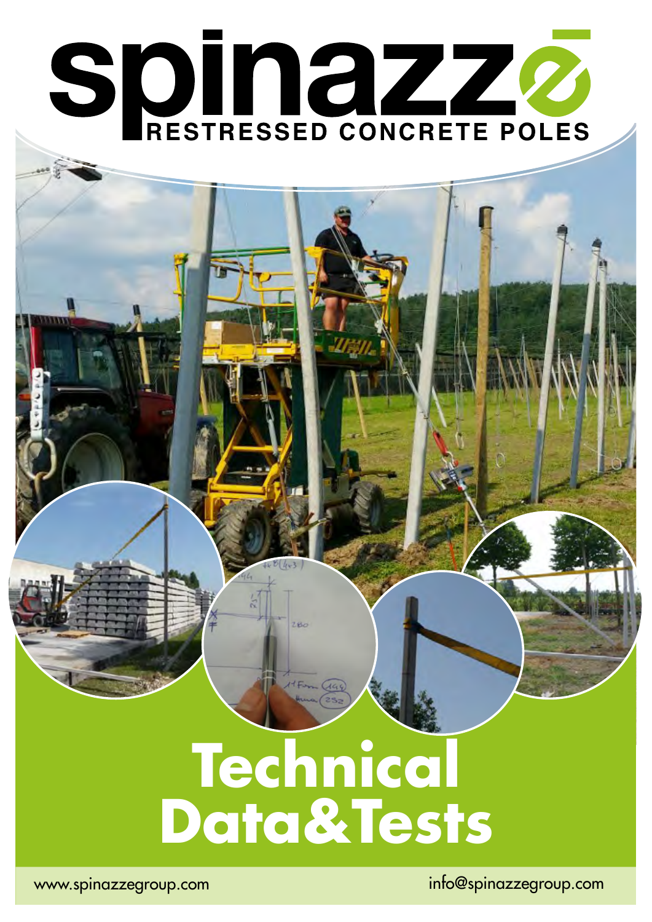# spinazzé

## RESTRESSED CONCRETE POLES

# Technical Data&Tests

www.spinazzegroup.com

info@spinazzegroup.com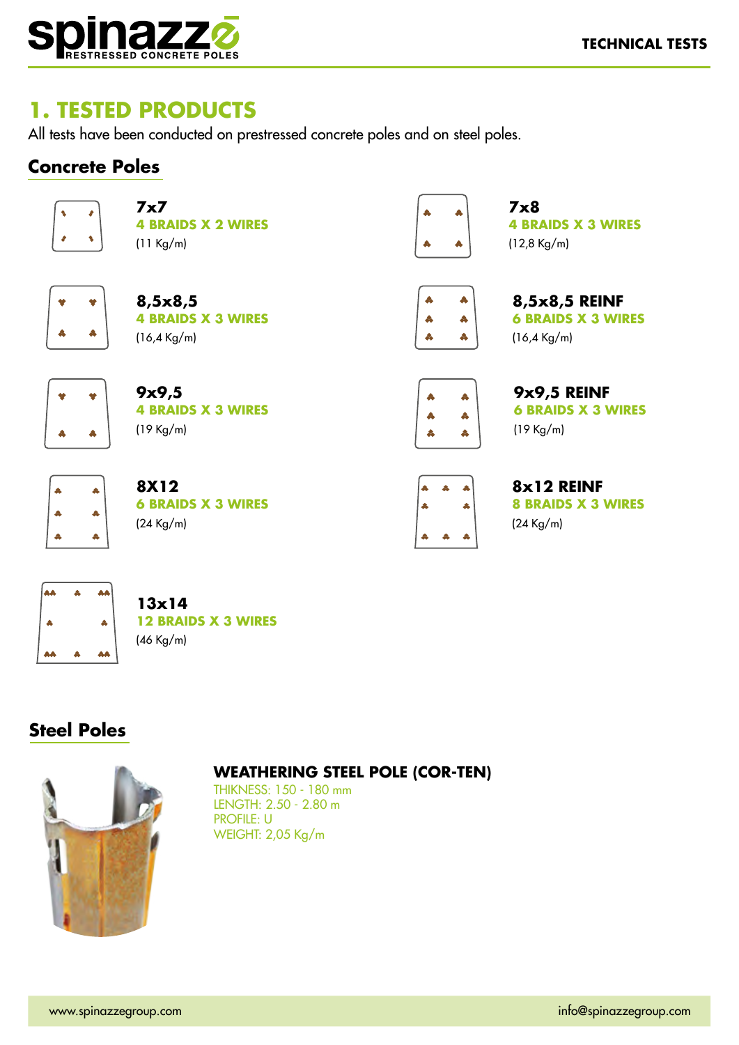# 1. TESTED PRODUCTS

All tests have been conducted on prestressed concrete poles and on steel poles.

## Concrete Poles

**7x7**
**4 BRAIDS X 2 WIRES**
(11 Kg/m)

**7x8**
**4 BRAIDS X 3 WIRES**
(12,8 Kg/m)

**8,5x8,5**
**4 BRAIDS X 3 WIRES**
(16,4 Kg/m)

**8,5x8,5 REINF**
**6 BRAIDS X 3 WIRES**
(16,4 Kg/m)

**9x9,5**
**4 BRAIDS X 3 WIRES**
(19 Kg/m)

**9x9,5 REINF**
**6 BRAIDS X 3 WIRES**
(19 Kg/m)

**8X12**
**6 BRAIDS X 3 WIRES**
(24 Kg/m)

**8x12 REINF**
**8 BRAIDS X 3 WIRES**
(24 Kg/m)

**13x14**
**12 BRAIDS X 3 WIRES**
(46 Kg/m)

## Steel Poles

**WEATHERING STEEL POLE (COR-TEN)**

THIKNESS: 150 - 180 mm
LENGTH: 2.50 - 2.80 m
PROFILE: U
WEIGHT: 2,05 Kg/m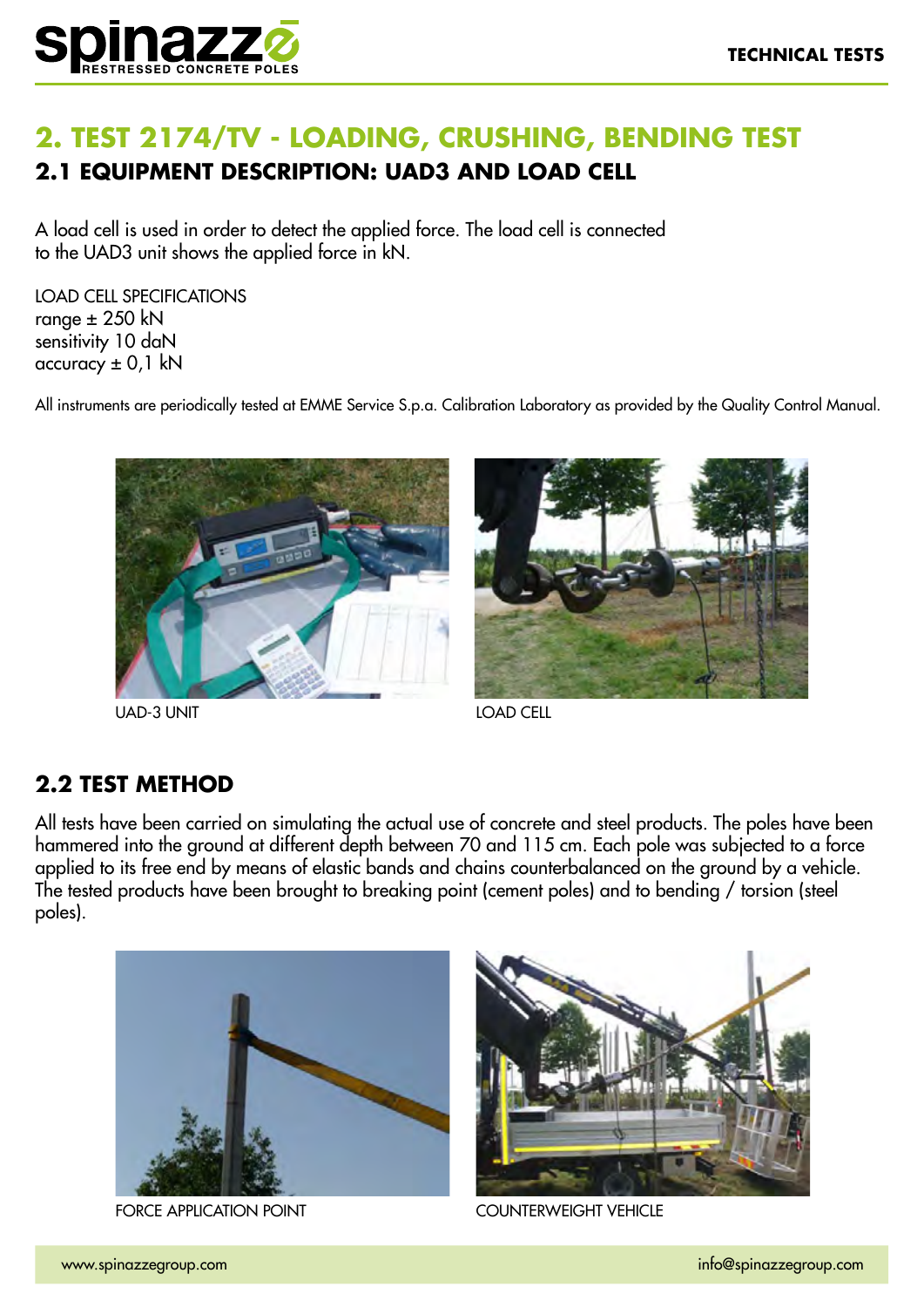## 2. TEST 2174/TV - LOADING, CRUSHING, BENDING TEST

### 2.1 EQUIPMENT DESCRIPTION: UAD3 AND LOAD CELL

A load cell is used in order to detect the applied force. The load cell is connected to the UAD3 unit shows the applied force in kN.

LOAD CELL SPECIFICATIONS
range ± 250 kN
sensitivity 10 daN
accuracy ± 0,1 kN

All instruments are periodically tested at EMME Service S.p.a. Calibration Laboratory as provided by the Quality Control Manual.

UAD-3 UNIT

LOAD CELL

### 2.2 TEST METHOD

All tests have been carried on simulating the actual use of concrete and steel products. The poles have been hammered into the ground at different depth between 70 and 115 cm. Each pole was subjected to a force applied to its free end by means of elastic bands and chains counterbalanced on the ground by a vehicle. The tested products have been brought to breaking point (cement poles) and to bending / torsion (steel poles).

FORCE APPLICATION POINT

COUNTERWEIGHT VEHICLE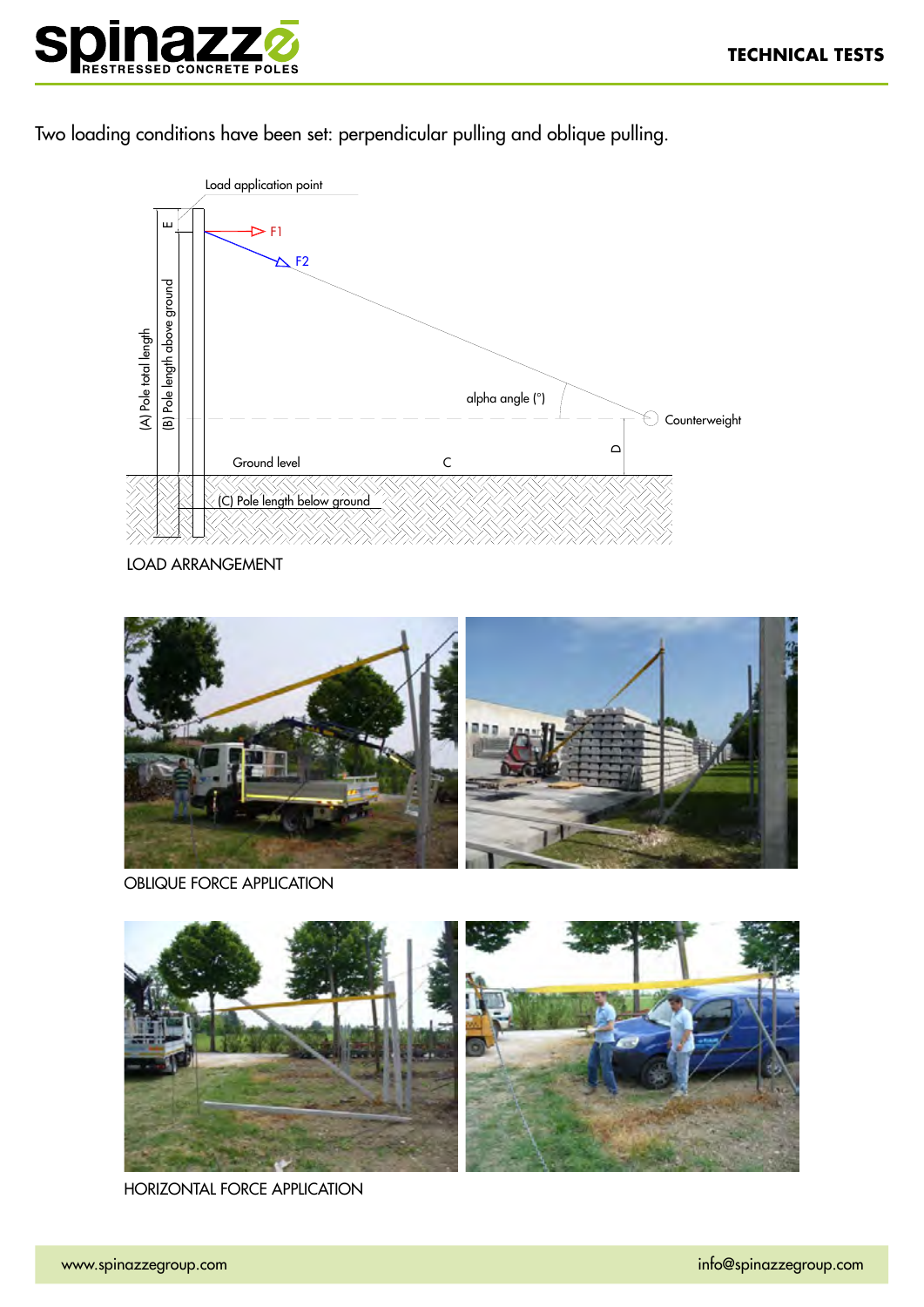Two loading conditions have been set: perpendicular pulling and oblique pulling.

LOAD ARRANGEMENT

OBLIQUE FORCE APPLICATION

HORIZONTAL FORCE APPLICATION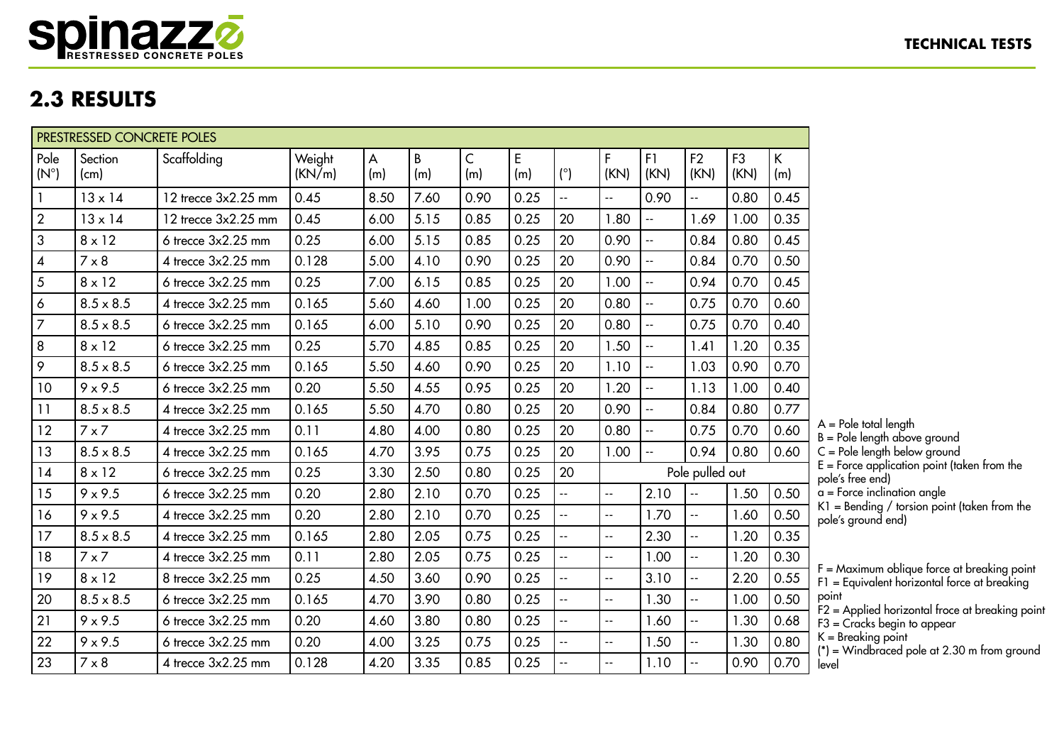## 2.3 RESULTS

| PRESTRESSED CONCRETE POLES | | | | | | | | | | | | | |
|---|---|---|---|---|---|---|---|---|---|---|---|---|---|
| Pole (N°) | Section (cm) | Scaffolding | Weight (KN/m) | A (m) | B (m) | C (m) | E (m) | (°) | F (KN) | F1 (KN) | F2 (KN) | F3 (KN) | K (m) |
| 1 | 13 x 14 | 12 trecce 3x2.25 mm | 0.45 | 8.50 | 7.60 | 0.90 | 0.25 | -- | -- | 0.90 | -- | 0.80 | 0.45 |
| 2 | 13 x 14 | 12 trecce 3x2.25 mm | 0.45 | 6.00 | 5.15 | 0.85 | 0.25 | 20 | 1.80 | -- | 1.69 | 1.00 | 0.35 |
| 3 | 8 x 12 | 6 trecce 3x2.25 mm | 0.25 | 6.00 | 5.15 | 0.85 | 0.25 | 20 | 0.90 | -- | 0.84 | 0.80 | 0.45 |
| 4 | 7 x 8 | 4 trecce 3x2.25 mm | 0.128 | 5.00 | 4.10 | 0.90 | 0.25 | 20 | 0.90 | -- | 0.84 | 0.70 | 0.50 |
| 5 | 8 x 12 | 6 trecce 3x2.25 mm | 0.25 | 7.00 | 6.15 | 0.85 | 0.25 | 20 | 1.00 | -- | 0.94 | 0.70 | 0.45 |
| 6 | 8.5 x 8.5 | 4 trecce 3x2.25 mm | 0.165 | 5.60 | 4.60 | 1.00 | 0.25 | 20 | 0.80 | -- | 0.75 | 0.70 | 0.60 |
| 7 | 8.5 x 8.5 | 6 trecce 3x2.25 mm | 0.165 | 6.00 | 5.10 | 0.90 | 0.25 | 20 | 0.80 | -- | 0.75 | 0.70 | 0.40 |
| 8 | 8 x 12 | 6 trecce 3x2.25 mm | 0.25 | 5.70 | 4.85 | 0.85 | 0.25 | 20 | 1.50 | -- | 1.41 | 1.20 | 0.35 |
| 9 | 8.5 x 8.5 | 6 trecce 3x2.25 mm | 0.165 | 5.50 | 4.60 | 0.90 | 0.25 | 20 | 1.10 | -- | 1.03 | 0.90 | 0.70 |
| 10 | 9 x 9.5 | 6 trecce 3x2.25 mm | 0.20 | 5.50 | 4.55 | 0.95 | 0.25 | 20 | 1.20 | -- | 1.13 | 1.00 | 0.40 |
| 11 | 8.5 x 8.5 | 4 trecce 3x2.25 mm | 0.165 | 5.50 | 4.70 | 0.80 | 0.25 | 20 | 0.90 | -- | 0.84 | 0.80 | 0.77 |
| 12 | 7 x 7 | 4 trecce 3x2.25 mm | 0.11 | 4.80 | 4.00 | 0.80 | 0.25 | 20 | 0.80 | -- | 0.75 | 0.70 | 0.60 |
| 13 | 8.5 x 8.5 | 4 trecce 3x2.25 mm | 0.165 | 4.70 | 3.95 | 0.75 | 0.25 | 20 | 1.00 | -- | 0.94 | 0.80 | 0.60 |
| 14 | 8 x 12 | 6 trecce 3x2.25 mm | 0.25 | 3.30 | 2.50 | 0.80 | 0.25 | 20 | Pole pulled out | | | | |
| 15 | 9 x 9.5 | 6 trecce 3x2.25 mm | 0.20 | 2.80 | 2.10 | 0.70 | 0.25 | -- | -- | 2.10 | -- | 1.50 | 0.50 |
| 16 | 9 x 9.5 | 4 trecce 3x2.25 mm | 0.20 | 2.80 | 2.10 | 0.70 | 0.25 | -- | -- | 1.70 | -- | 1.60 | 0.50 |
| 17 | 8.5 x 8.5 | 4 trecce 3x2.25 mm | 0.165 | 2.80 | 2.05 | 0.75 | 0.25 | -- | -- | 2.30 | -- | 1.20 | 0.35 |
| 18 | 7 x 7 | 4 trecce 3x2.25 mm | 0.11 | 2.80 | 2.05 | 0.75 | 0.25 | -- | -- | 1.00 | -- | 1.20 | 0.30 |
| 19 | 8 x 12 | 8 trecce 3x2.25 mm | 0.25 | 4.50 | 3.60 | 0.90 | 0.25 | -- | -- | 3.10 | -- | 2.20 | 0.55 |
| 20 | 8.5 x 8.5 | 6 trecce 3x2.25 mm | 0.165 | 4.70 | 3.90 | 0.80 | 0.25 | -- | -- | 1.30 | -- | 1.00 | 0.50 |
| 21 | 9 x 9.5 | 6 trecce 3x2.25 mm | 0.20 | 4.60 | 3.80 | 0.80 | 0.25 | -- | -- | 1.60 | -- | 1.30 | 0.68 |
| 22 | 9 x 9.5 | 6 trecce 3x2.25 mm | 0.20 | 4.00 | 3.25 | 0.75 | 0.25 | -- | -- | 1.50 | -- | 1.30 | 0.80 |
| 23 | 7 x 8 | 4 trecce 3x2.25 mm | 0.128 | 4.20 | 3.35 | 0.85 | 0.25 | -- | -- | 1.10 | -- | 0.90 | 0.70 |

A = Pole total length
B = Pole length above ground
C = Pole length below ground
E = Force application point (taken from the pole's free end)
α = Force inclination angle
K1 = Bending / torsion point (taken from the pole's ground end)

F = Maximum oblique force at breaking point
F1 = Equivalent horizontal force at breaking point
F2 = Applied horizontal froce at breaking point
F3 = Cracks begin to appear
K = Breaking point
(*) = Windbraced pole at 2.30 m from ground level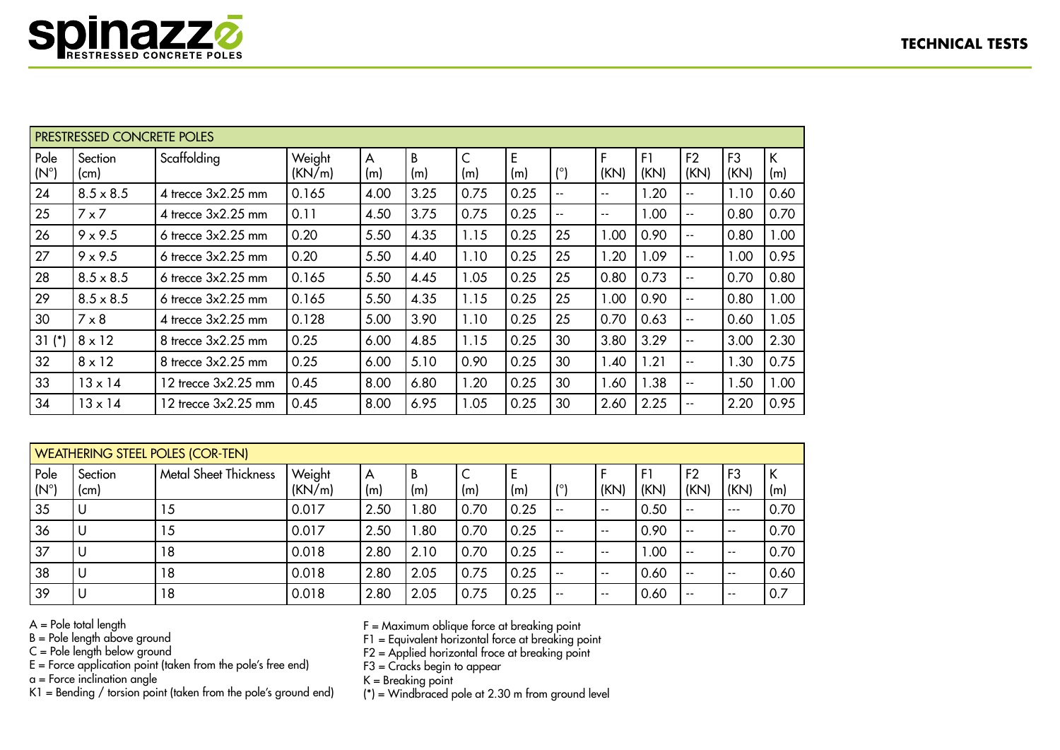# TECHNICAL TESTS

| PRESTRESSED CONCRETE POLES | | | | | | | | | | | | | |
|---|---|---|---|---|---|---|---|---|---|---|---|---|---|
| Pole (N°) | Section (cm) | Scaffolding | Weight (KN/m) | A (m) | B (m) | C (m) | E (m) | (°) | F (KN) | F1 (KN) | F2 (KN) | F3 (KN) | K (m) |
| 24 | 8.5 x 8.5 | 4 trecce 3x2.25 mm | 0.165 | 4.00 | 3.25 | 0.75 | 0.25 | -- | -- | 1.20 | -- | 1.10 | 0.60 |
| 25 | 7 x 7 | 4 trecce 3x2.25 mm | 0.11 | 4.50 | 3.75 | 0.75 | 0.25 | -- | -- | 1.00 | -- | 0.80 | 0.70 |
| 26 | 9 x 9.5 | 6 trecce 3x2.25 mm | 0.20 | 5.50 | 4.35 | 1.15 | 0.25 | 25 | 1.00 | 0.90 | -- | 0.80 | 1.00 |
| 27 | 9 x 9.5 | 6 trecce 3x2.25 mm | 0.20 | 5.50 | 4.40 | 1.10 | 0.25 | 25 | 1.20 | 1.09 | -- | 1.00 | 0.95 |
| 28 | 8.5 x 8.5 | 6 trecce 3x2.25 mm | 0.165 | 5.50 | 4.45 | 1.05 | 0.25 | 25 | 0.80 | 0.73 | -- | 0.70 | 0.80 |
| 29 | 8.5 x 8.5 | 6 trecce 3x2.25 mm | 0.165 | 5.50 | 4.35 | 1.15 | 0.25 | 25 | 1.00 | 0.90 | -- | 0.80 | 1.00 |
| 30 | 7 x 8 | 4 trecce 3x2.25 mm | 0.128 | 5.00 | 3.90 | 1.10 | 0.25 | 25 | 0.70 | 0.63 | -- | 0.60 | 1.05 |
| 31 (*) | 8 x 12 | 8 trecce 3x2.25 mm | 0.25 | 6.00 | 4.85 | 1.15 | 0.25 | 30 | 3.80 | 3.29 | -- | 3.00 | 2.30 |
| 32 | 8 x 12 | 8 trecce 3x2.25 mm | 0.25 | 6.00 | 5.10 | 0.90 | 0.25 | 30 | 1.40 | 1.21 | -- | 1.30 | 0.75 |
| 33 | 13 x 14 | 12 trecce 3x2.25 mm | 0.45 | 8.00 | 6.80 | 1.20 | 0.25 | 30 | 1.60 | 1.38 | -- | 1.50 | 1.00 |
| 34 | 13 x 14 | 12 trecce 3x2.25 mm | 0.45 | 8.00 | 6.95 | 1.05 | 0.25 | 30 | 2.60 | 2.25 | -- | 2.20 | 0.95 |

| WEATHERING STEEL POLES (COR-TEN) | | | | | | | | | | | | | |
|---|---|---|---|---|---|---|---|---|---|---|---|---|---|
| Pole (N°) | Section (cm) | Metal Sheet Thickness | Weight (KN/m) | A (m) | B (m) | C (m) | E (m) | (°) | F (KN) | F1 (KN) | F2 (KN) | F3 (KN) | K (m) |
| 35 | U | 15 | 0.017 | 2.50 | 1.80 | 0.70 | 0.25 | -- | -- | 0.50 | -- | --- | 0.70 |
| 36 | U | 15 | 0.017 | 2.50 | 1.80 | 0.70 | 0.25 | -- | -- | 0.90 | -- | -- | 0.70 |
| 37 | U | 18 | 0.018 | 2.80 | 2.10 | 0.70 | 0.25 | -- | -- | 1.00 | -- | -- | 0.70 |
| 38 | U | 18 | 0.018 | 2.80 | 2.05 | 0.75 | 0.25 | -- | -- | 0.60 | -- | -- | 0.60 |
| 39 | U | 18 | 0.018 | 2.80 | 2.05 | 0.75 | 0.25 | -- | -- | 0.60 | -- | -- | 0.7 |

A = Pole total length
B = Pole length above ground
C = Pole length below ground
E = Force application point (taken from the pole's free end)
α = Force inclination angle
K1 = Bending / torsion point (taken from the pole's ground end)

F = Maximum oblique force at breaking point
F1 = Equivalent horizontal force at breaking point
F2 = Applied horizontal froce at breaking point
F3 = Cracks begin to appear
K = Breaking point
(*) = Windbraced pole at 2.30 m from ground level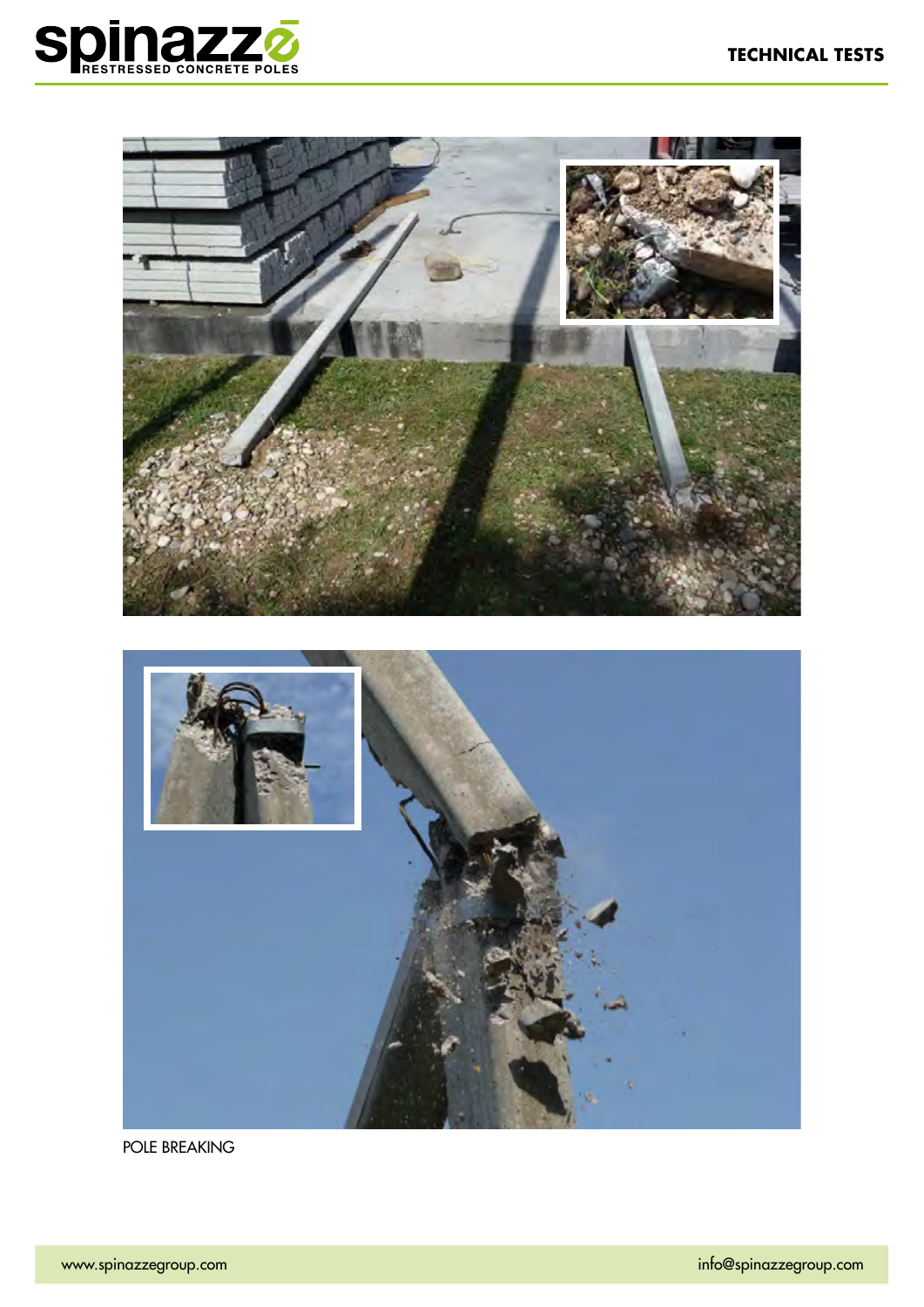POLE BREAKING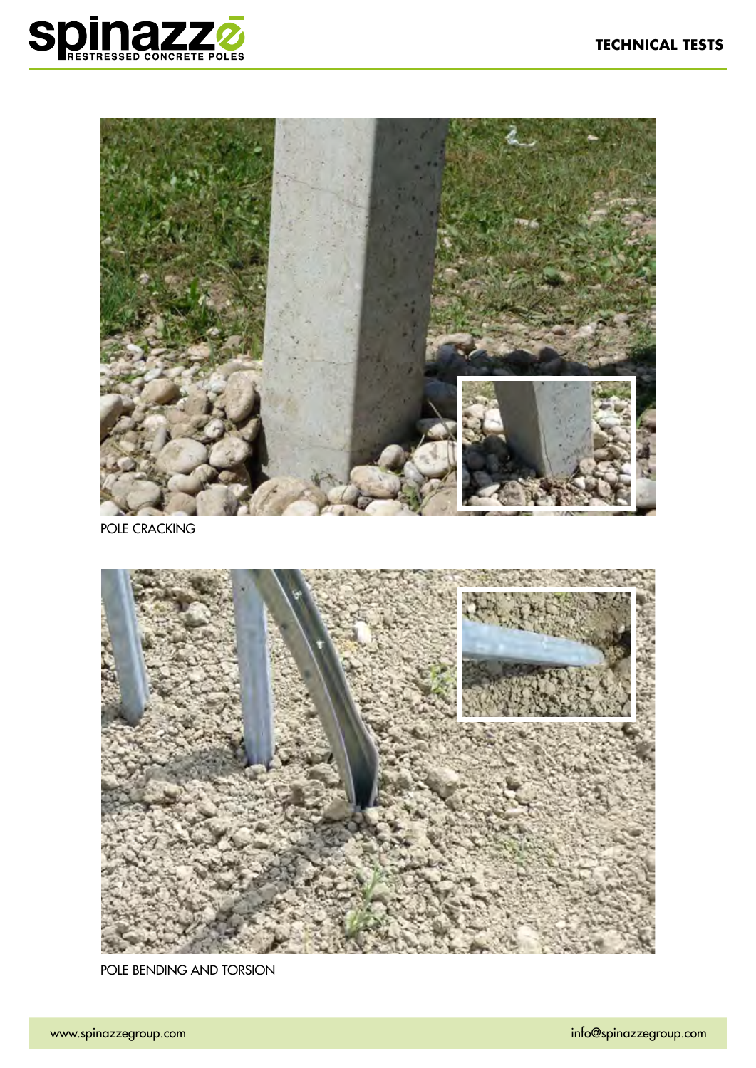POLE CRACKING

POLE BENDING AND TORSION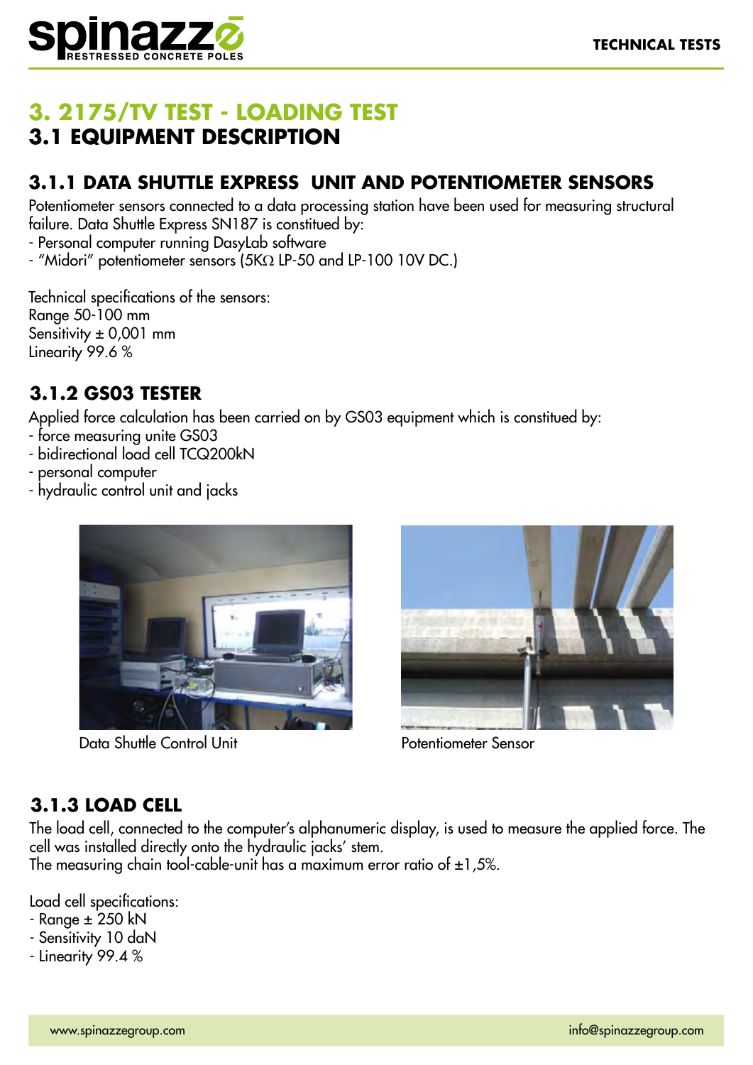# 3. 2175/TV TEST - LOADING TEST

## 3.1 EQUIPMENT DESCRIPTION

### 3.1.1 DATA SHUTTLE EXPRESS UNIT AND POTENTIOMETER SENSORS

Potentiometer sensors connected to a data processing station have been used for measuring structural failure. Data Shuttle Express SN187 is constitued by:

- Personal computer running DasyLab software
- "Midori" potentiometer sensors (5KΩ LP-50 and LP-100 10V DC.)

Technical specifications of the sensors:
Range 50-100 mm
Sensitivity ± 0,001 mm
Linearity 99.6 %

### 3.1.2 GS03 TESTER

Applied force calculation has been carried on by GS03 equipment which is constitued by:

- force measuring unite GS03
- bidirectional load cell TCQ200kN
- personal computer
- hydraulic control unit and jacks

Data Shuttle Control Unit

Potentiometer Sensor

### 3.1.3 LOAD CELL

The load cell, connected to the computer's alphanumeric display, is used to measure the applied force. The cell was installed directly onto the hydraulic jacks' stem.
The measuring chain tool-cable-unit has a maximum error ratio of ±1,5%.

Load cell specifications:

- Range ± 250 kN
- Sensitivity 10 daN
- Linearity 99.4 %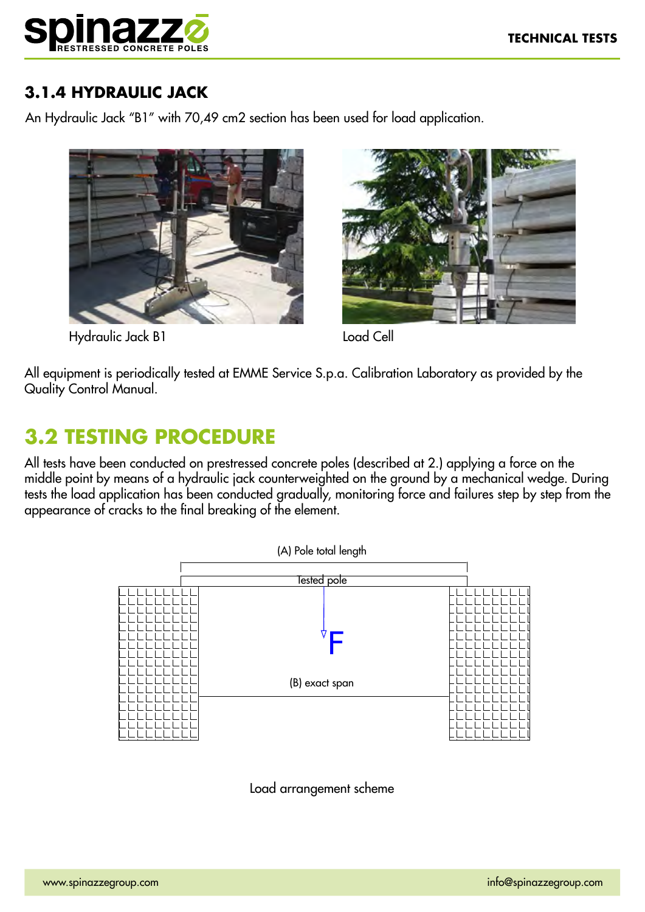### 3.1.4 HYDRAULIC JACK

An Hydraulic Jack "B1" with 70,49 cm2 section has been used for load application.

Hydraulic Jack B1

Load Cell

All equipment is periodically tested at EMME Service S.p.a. Calibration Laboratory as provided by the Quality Control Manual.

## 3.2 TESTING PROCEDURE

All tests have been conducted on prestressed concrete poles (described at 2.) applying a force on the middle point by means of a hydraulic jack counterweighted on the ground by a mechanical wedge. During tests the load application has been conducted gradually, monitoring force and failures step by step from the appearance of cracks to the final breaking of the element.

(A) Pole total length

Tested pole

F

(B) exact span

Load arrangement scheme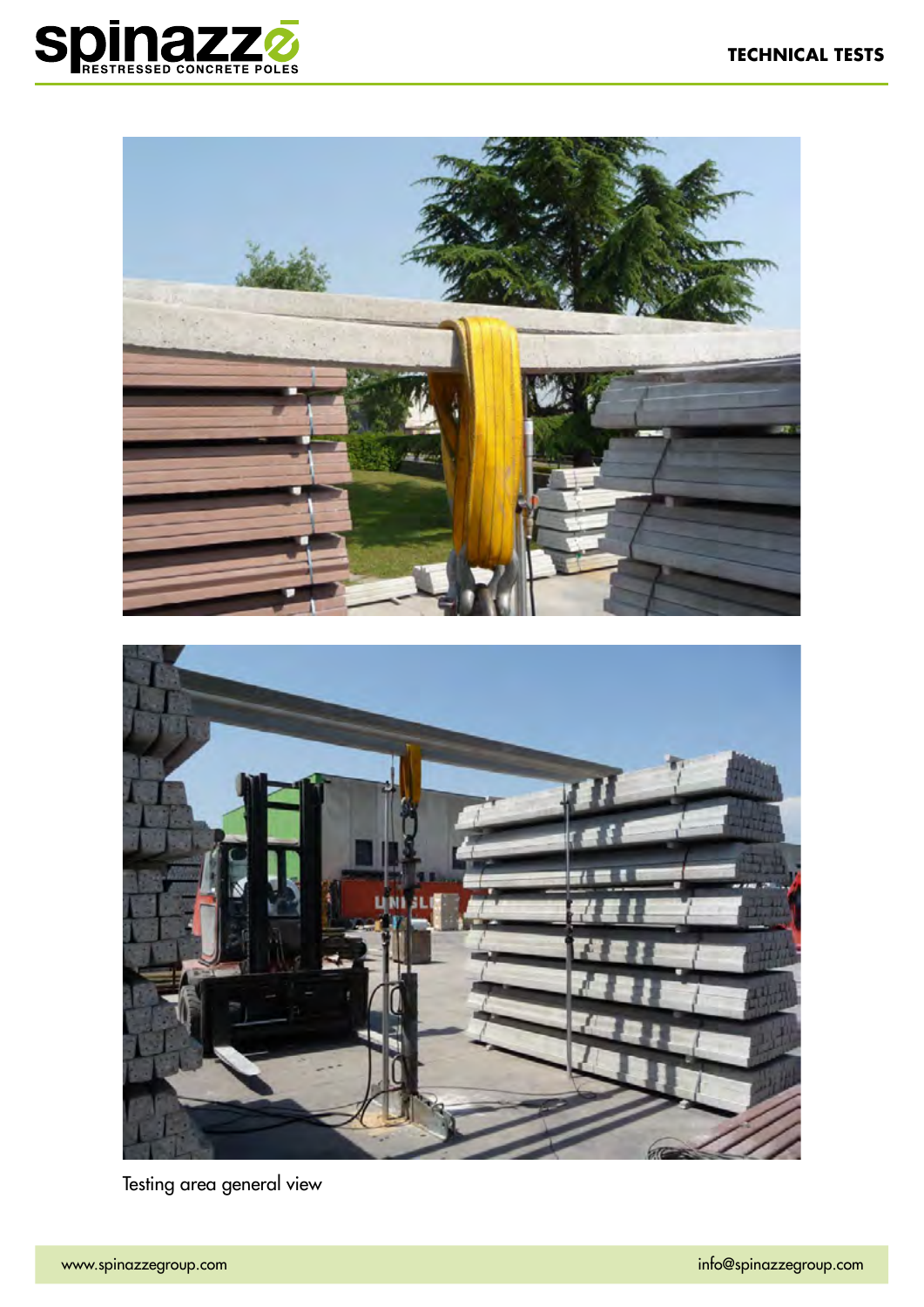Testing area general view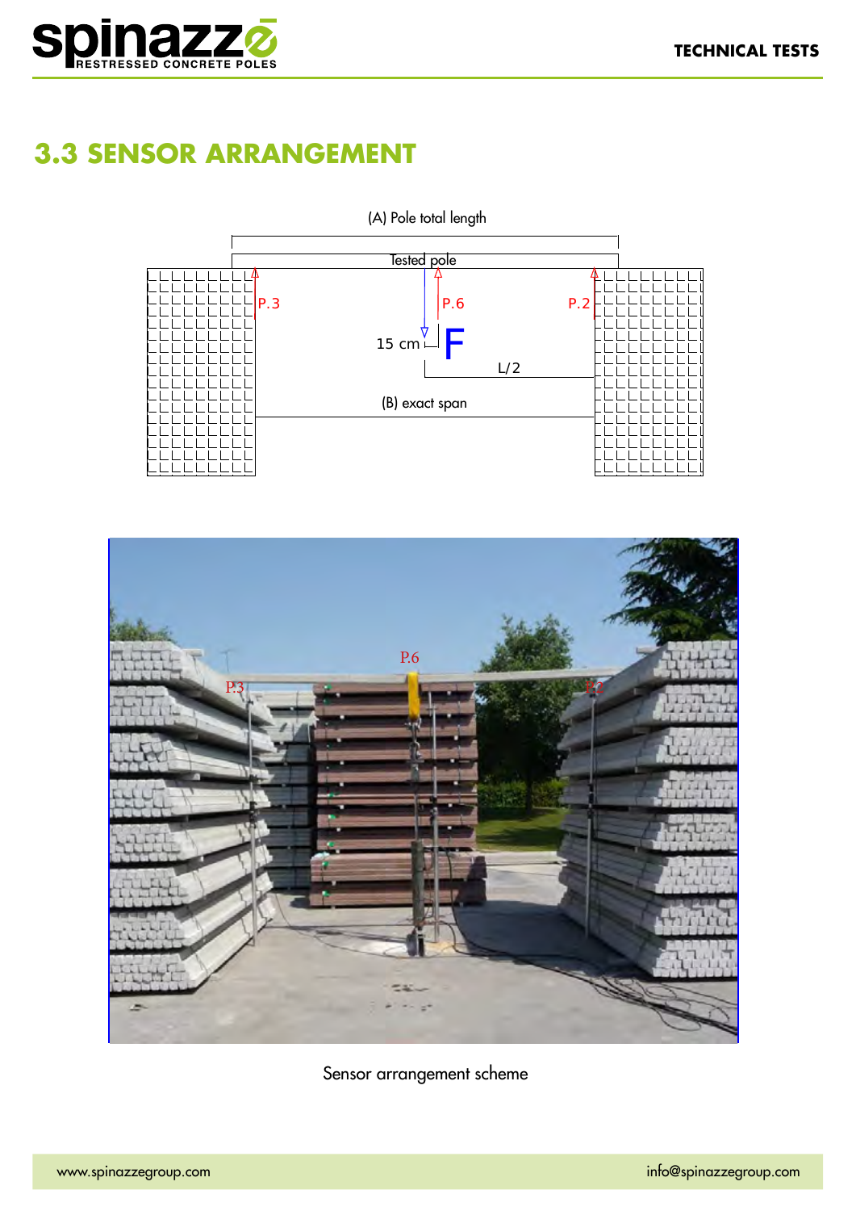## 3.3 SENSOR ARRANGEMENT

(A) Pole total length

Tested pole

P.3

P.6

P.2

15 cm

F

L/2

(B) exact span

Sensor arrangement scheme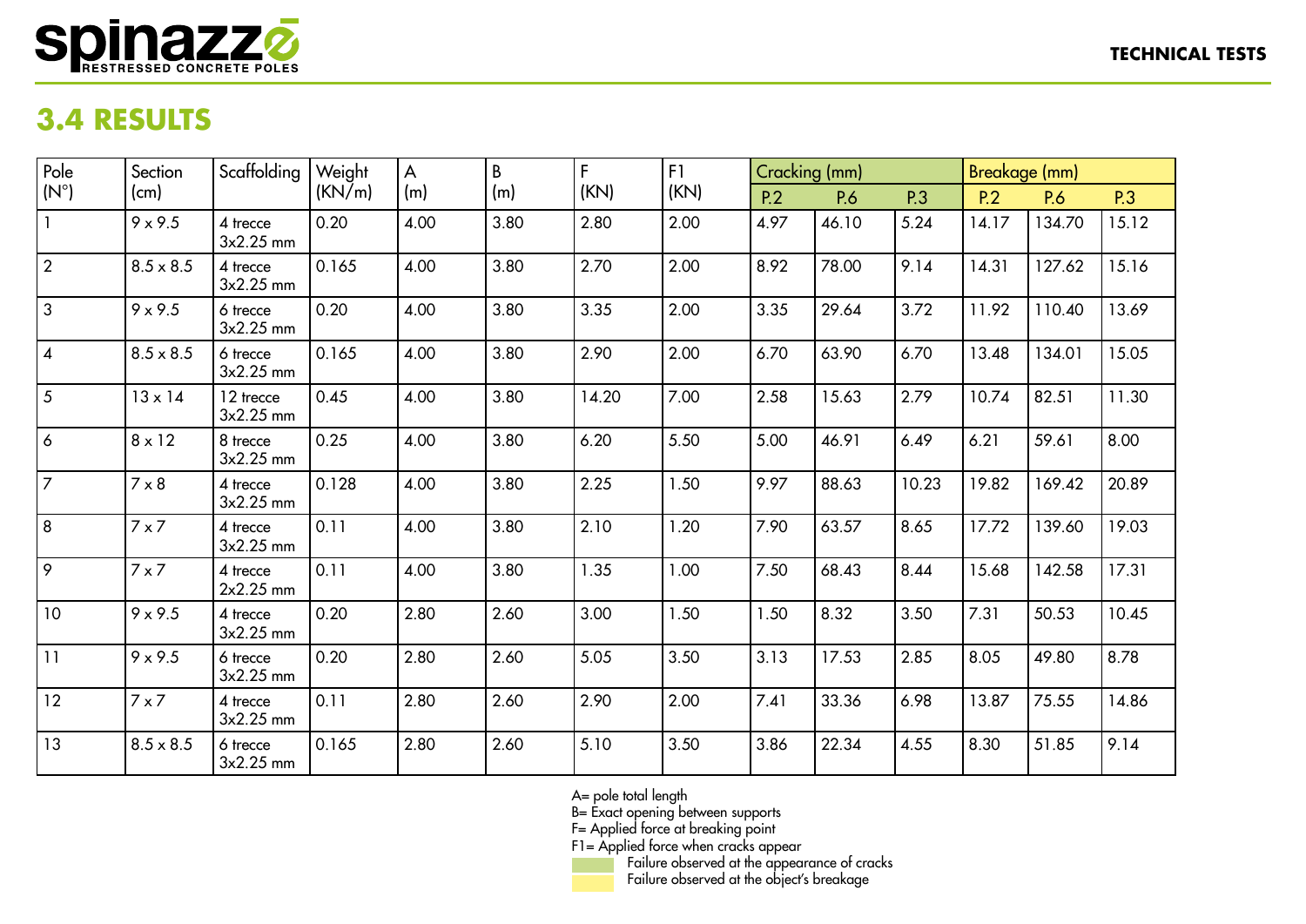## 3.4 RESULTS

| Pole (N°) | Section (cm) | Scaffolding | Weight (KN/m) | A (m) | B (m) | F (KN) | F1 (KN) | Cracking (mm) | | | Breakage (mm) | | |
|---|---|---|---|---|---|---|---|---|---|---|---|---|---|
| | | | | | | | | P.2 | P.6 | P.3 | P.2 | P.6 | P.3 |
| 1 | 9 x 9.5 | 4 trecce 3x2.25 mm | 0.20 | 4.00 | 3.80 | 2.80 | 2.00 | 4.97 | 46.10 | 5.24 | 14.17 | 134.70 | 15.12 |
| 2 | 8.5 x 8.5 | 4 trecce 3x2.25 mm | 0.165 | 4.00 | 3.80 | 2.70 | 2.00 | 8.92 | 78.00 | 9.14 | 14.31 | 127.62 | 15.16 |
| 3 | 9 x 9.5 | 6 trecce 3x2.25 mm | 0.20 | 4.00 | 3.80 | 3.35 | 2.00 | 3.35 | 29.64 | 3.72 | 11.92 | 110.40 | 13.69 |
| 4 | 8.5 x 8.5 | 6 trecce 3x2.25 mm | 0.165 | 4.00 | 3.80 | 2.90 | 2.00 | 6.70 | 63.90 | 6.70 | 13.48 | 134.01 | 15.05 |
| 5 | 13 x 14 | 12 trecce 3x2.25 mm | 0.45 | 4.00 | 3.80 | 14.20 | 7.00 | 2.58 | 15.63 | 2.79 | 10.74 | 82.51 | 11.30 |
| 6 | 8 x 12 | 8 trecce 3x2.25 mm | 0.25 | 4.00 | 3.80 | 6.20 | 5.50 | 5.00 | 46.91 | 6.49 | 6.21 | 59.61 | 8.00 |
| 7 | 7 x 8 | 4 trecce 3x2.25 mm | 0.128 | 4.00 | 3.80 | 2.25 | 1.50 | 9.97 | 88.63 | 10.23 | 19.82 | 169.42 | 20.89 |
| 8 | 7 x 7 | 4 trecce 3x2.25 mm | 0.11 | 4.00 | 3.80 | 2.10 | 1.20 | 7.90 | 63.57 | 8.65 | 17.72 | 139.60 | 19.03 |
| 9 | 7 x 7 | 4 trecce 2x2.25 mm | 0.11 | 4.00 | 3.80 | 1.35 | 1.00 | 7.50 | 68.43 | 8.44 | 15.68 | 142.58 | 17.31 |
| 10 | 9 x 9.5 | 4 trecce 3x2.25 mm | 0.20 | 2.80 | 2.60 | 3.00 | 1.50 | 1.50 | 8.32 | 3.50 | 7.31 | 50.53 | 10.45 |
| 11 | 9 x 9.5 | 6 trecce 3x2.25 mm | 0.20 | 2.80 | 2.60 | 5.05 | 3.50 | 3.13 | 17.53 | 2.85 | 8.05 | 49.80 | 8.78 |
| 12 | 7 x 7 | 4 trecce 3x2.25 mm | 0.11 | 2.80 | 2.60 | 2.90 | 2.00 | 7.41 | 33.36 | 6.98 | 13.87 | 75.55 | 14.86 |
| 13 | 8.5 x 8.5 | 6 trecce 3x2.25 mm | 0.165 | 2.80 | 2.60 | 5.10 | 3.50 | 3.86 | 22.34 | 4.55 | 8.30 | 51.85 | 9.14 |

A= pole total length
B= Exact opening between supports
F= Applied force at breaking point
F1= Applied force when cracks appear
Failure observed at the appearance of cracks
Failure observed at the object's breakage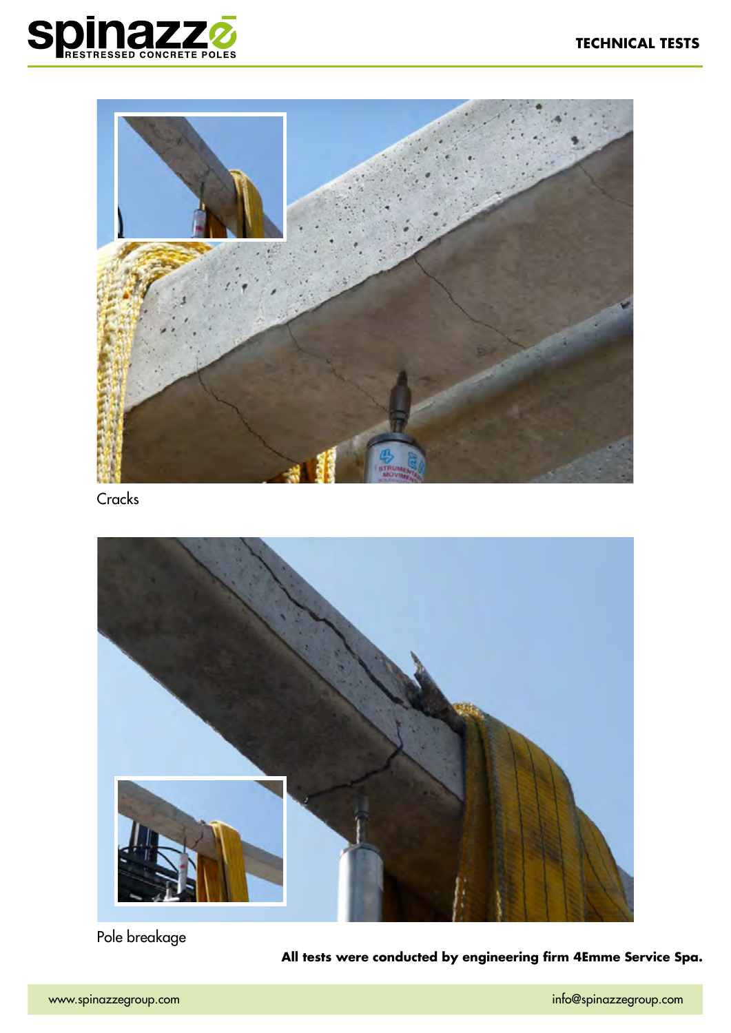Cracks

Pole breakage

**All tests were conducted by engineering firm 4Emme Service Spa.**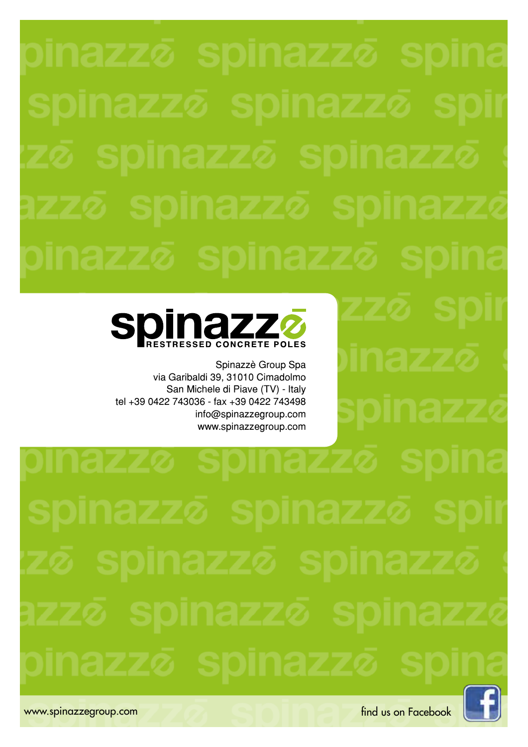**spinazzè**
PRESTRESSED CONCRETE POLES

Spinazzè Group Spa
via Garibaldi 39, 31010 Cimadolmo
San Michele di Piave (TV) - Italy
tel +39 0422 743036 - fax +39 0422 743498
info@spinazzegroup.com
www.spinazzegroup.com

www.spinazzegroup.com

find us on Facebook